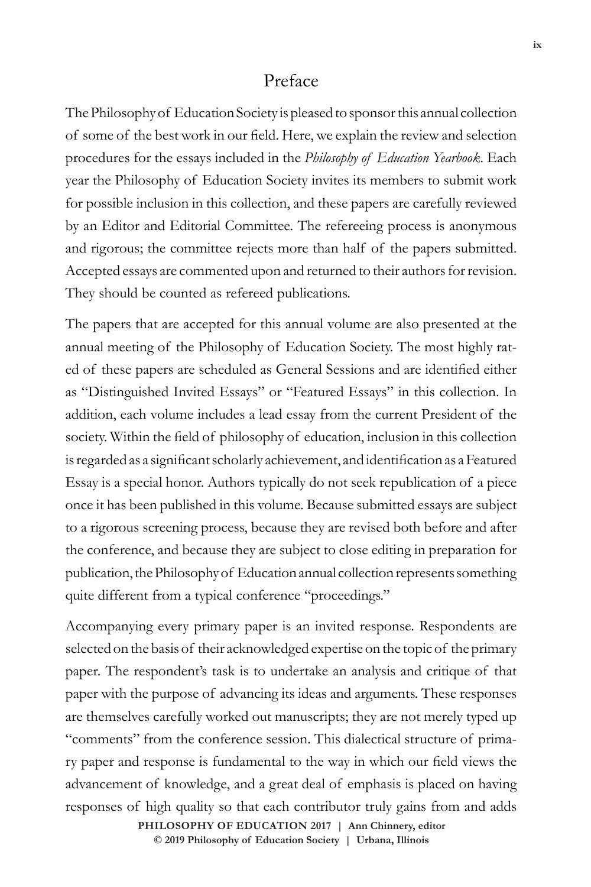# Preface

The Philosophy of Education Society is pleased to sponsor this annual collection of some of the best work in our field. Here, we explain the review and selection procedures for the essays included in the *Philosophy of Education Yearbook*. Each year the Philosophy of Education Society invites its members to submit work for possible inclusion in this collection, and these papers are carefully reviewed by an Editor and Editorial Committee. The refereeing process is anonymous and rigorous; the committee rejects more than half of the papers submitted. Accepted essays are commented upon and returned to their authors for revision. They should be counted as refereed publications.

The papers that are accepted for this annual volume are also presented at the annual meeting of the Philosophy of Education Society. The most highly rated of these papers are scheduled as General Sessions and are identified either as "Distinguished Invited Essays" or "Featured Essays" in this collection. In addition, each volume includes a lead essay from the current President of the society. Within the field of philosophy of education, inclusion in this collection is regarded as a significant scholarly achievement, and identification as a Featured Essay is a special honor. Authors typically do not seek republication of a piece once it has been published in this volume. Because submitted essays are subject to a rigorous screening process, because they are revised both before and after the conference, and because they are subject to close editing in preparation for publication, the Philosophy of Education annual collection represents something quite different from a typical conference "proceedings."

Accompanying every primary paper is an invited response. Respondents are selected on the basis of their acknowledged expertise on the topic of the primary paper. The respondent's task is to undertake an analysis and critique of that paper with the purpose of advancing its ideas and arguments. These responses are themselves carefully worked out manuscripts; they are not merely typed up "comments" from the conference session. This dialectical structure of primary paper and response is fundamental to the way in which our field views the advancement of knowledge, and a great deal of emphasis is placed on having responses of high quality so that each contributor truly gains from and adds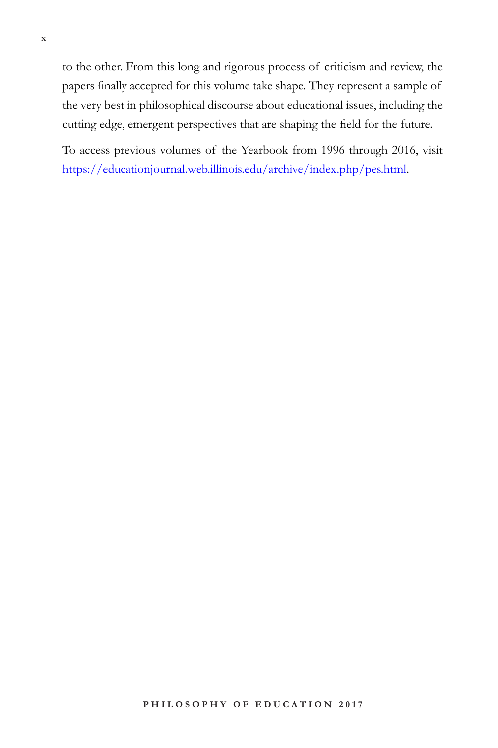to the other. From this long and rigorous process of criticism and review, the papers finally accepted for this volume take shape. They represent a sample of the very best in philosophical discourse about educational issues, including the cutting edge, emergent perspectives that are shaping the field for the future.

To access previous volumes of the Yearbook from 1996 through 2016, visit https://educationjournal.web.illinois.edu/archive/index.php/pes.html.